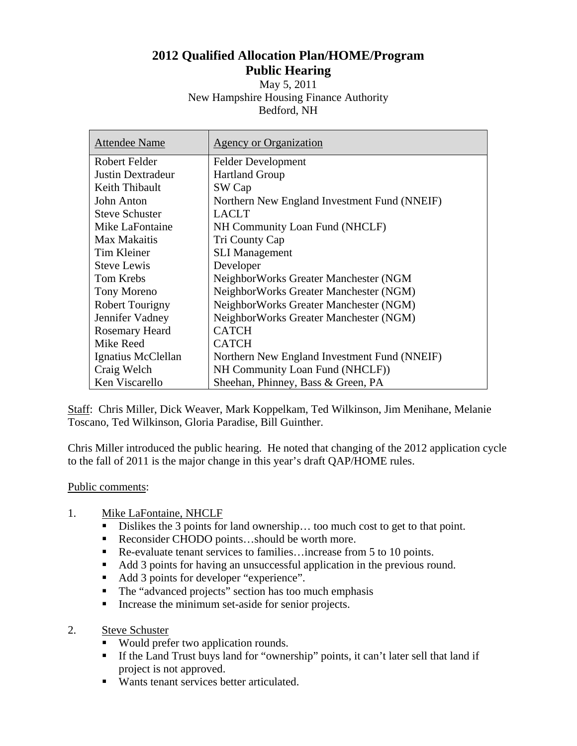# 2012 Qualified Allocation Plan/HOME/Program Public Hearing

May 5, 2011
New Hampshire Housing Finance Authority
Bedford, NH

| Attendee Name | Agency or Organization |
|---|---|
| Robert Felder | Felder Development |
| Justin Dextradeur | Hartland Group |
| Keith Thibault | SW Cap |
| John Anton | Northern New England Investment Fund (NNEIF) |
| Steve Schuster | LACLT |
| Mike LaFontaine | NH Community Loan Fund (NHCLF) |
| Max Makaitis | Tri County Cap |
| Tim Kleiner | SLI Management |
| Steve Lewis | Developer |
| Tom Krebs | NeighborWorks Greater Manchester (NGM |
| Tony Moreno | NeighborWorks Greater Manchester (NGM) |
| Robert Tourigny | NeighborWorks Greater Manchester (NGM) |
| Jennifer Vadney | NeighborWorks Greater Manchester (NGM) |
| Rosemary Heard | CATCH |
| Mike Reed | CATCH |
| Ignatius McClellan | Northern New England Investment Fund (NNEIF) |
| Craig Welch | NH Community Loan Fund (NHCLF)) |
| Ken Viscarello | Sheehan, Phinney, Bass & Green, PA |

Staff: Chris Miller, Dick Weaver, Mark Koppelkam, Ted Wilkinson, Jim Menihane, Melanie Toscano, Ted Wilkinson, Gloria Paradise, Bill Guinther.

Chris Miller introduced the public hearing. He noted that changing of the 2012 application cycle to the fall of 2011 is the major change in this year's draft QAP/HOME rules.

Public comments:

1. Mike LaFontaine, NHCLF
   - Dislikes the 3 points for land ownership… too much cost to get to that point.
   - Reconsider CHODO points…should be worth more.
   - Re-evaluate tenant services to families…increase from 5 to 10 points.
   - Add 3 points for having an unsuccessful application in the previous round.
   - Add 3 points for developer "experience".
   - The "advanced projects" section has too much emphasis
   - Increase the minimum set-aside for senior projects.

2. Steve Schuster
   - Would prefer two application rounds.
   - If the Land Trust buys land for "ownership" points, it can't later sell that land if project is not approved.
   - Wants tenant services better articulated.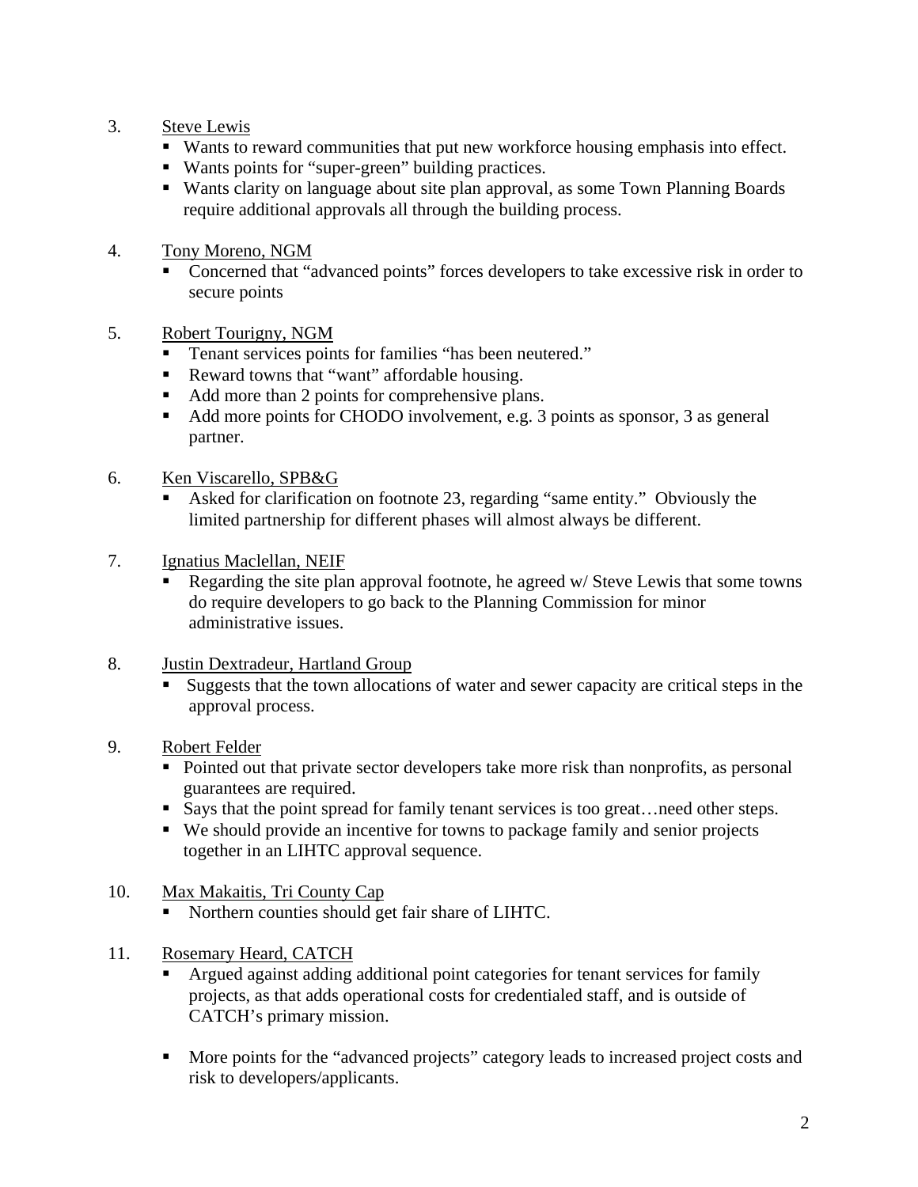3. <u>Steve Lewis</u>
    - Wants to reward communities that put new workforce housing emphasis into effect.
    - Wants points for "super-green" building practices.
    - Wants clarity on language about site plan approval, as some Town Planning Boards require additional approvals all through the building process.

4. <u>Tony Moreno, NGM</u>
    - Concerned that "advanced points" forces developers to take excessive risk in order to secure points

5. <u>Robert Tourigny, NGM</u>
    - Tenant services points for families "has been neutered."
    - Reward towns that "want" affordable housing.
    - Add more than 2 points for comprehensive plans.
    - Add more points for CHODO involvement, e.g. 3 points as sponsor, 3 as general partner.

6. <u>Ken Viscarello, SPB&G</u>
    - Asked for clarification on footnote 23, regarding "same entity." Obviously the limited partnership for different phases will almost always be different.

7. <u>Ignatius Maclellan, NEIF</u>
    - Regarding the site plan approval footnote, he agreed w/ Steve Lewis that some towns do require developers to go back to the Planning Commission for minor administrative issues.

8. <u>Justin Dextradeur, Hartland Group</u>
    - Suggests that the town allocations of water and sewer capacity are critical steps in the approval process.

9. <u>Robert Felder</u>
    - Pointed out that private sector developers take more risk than nonprofits, as personal guarantees are required.
    - Says that the point spread for family tenant services is too great…need other steps.
    - We should provide an incentive for towns to package family and senior projects together in an LIHTC approval sequence.

10. <u>Max Makaitis, Tri County Cap</u>
    - Northern counties should get fair share of LIHTC.

11. <u>Rosemary Heard, CATCH</u>
    - Argued against adding additional point categories for tenant services for family projects, as that adds operational costs for credentialed staff, and is outside of CATCH's primary mission.

    - More points for the "advanced projects" category leads to increased project costs and risk to developers/applicants.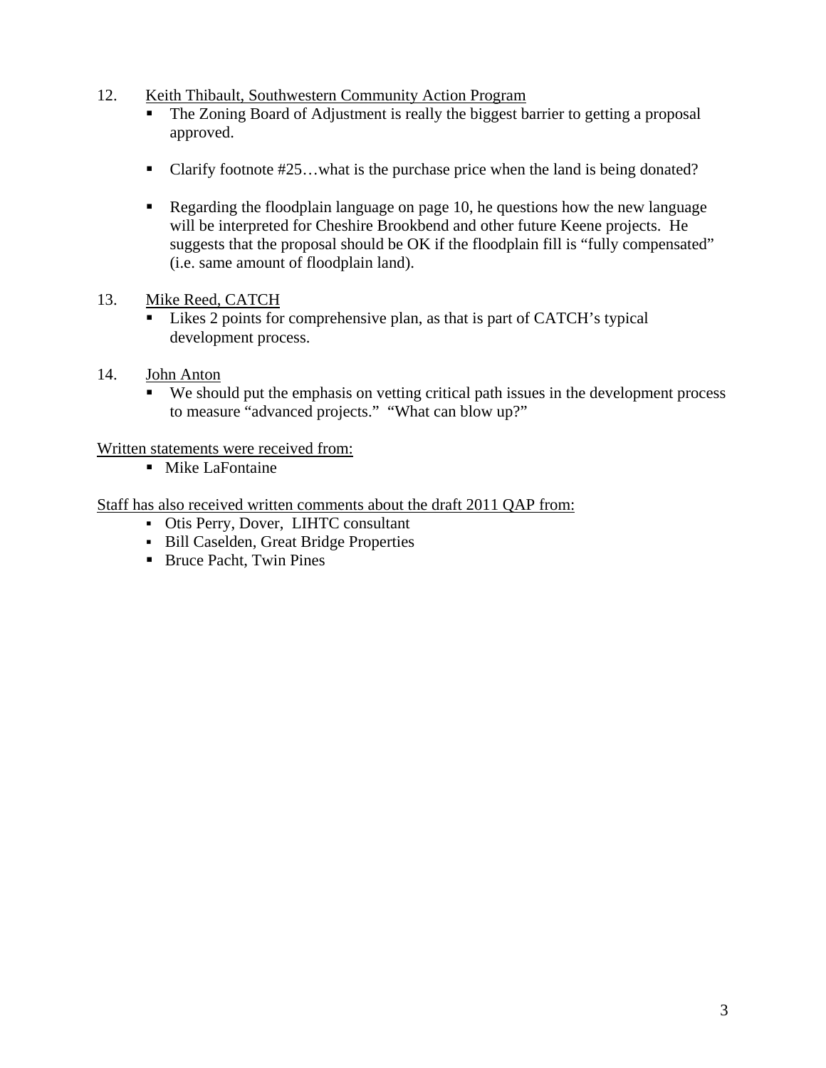12. <u>Keith Thibault, Southwestern Community Action Program</u>
    - The Zoning Board of Adjustment is really the biggest barrier to getting a proposal approved.
    - Clarify footnote #25…what is the purchase price when the land is being donated?
    - Regarding the floodplain language on page 10, he questions how the new language will be interpreted for Cheshire Brookbend and other future Keene projects. He suggests that the proposal should be OK if the floodplain fill is "fully compensated" (i.e. same amount of floodplain land).

13. <u>Mike Reed, CATCH</u>
    - Likes 2 points for comprehensive plan, as that is part of CATCH's typical development process.

14. <u>John Anton</u>
    - We should put the emphasis on vetting critical path issues in the development process to measure "advanced projects." "What can blow up?"

<u>Written statements were received from:</u>

- Mike LaFontaine

<u>Staff has also received written comments about the draft 2011 QAP from:</u>

- Otis Perry, Dover, LIHTC consultant
- Bill Caselden, Great Bridge Properties
- Bruce Pacht, Twin Pines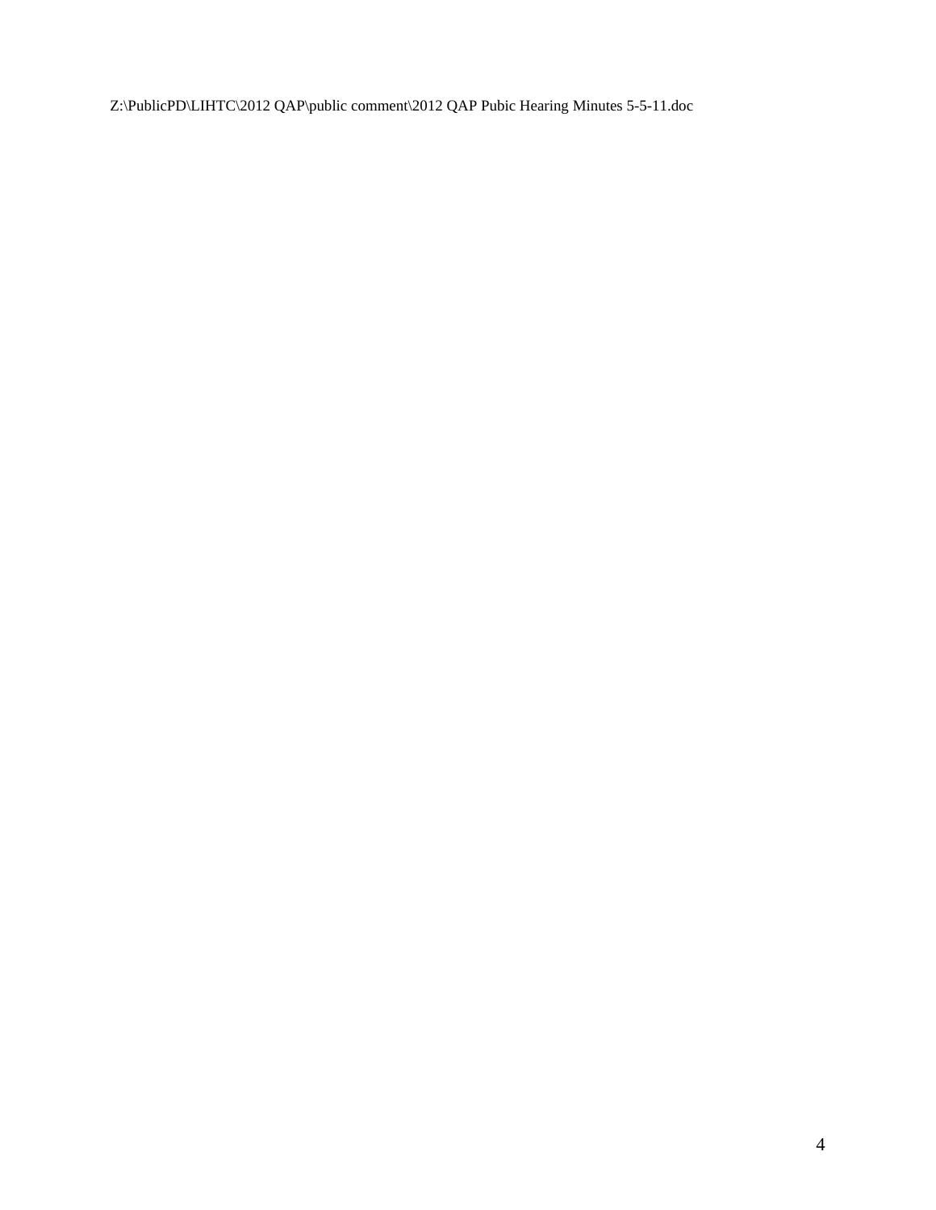Z:\PublicPD\LIHTC\2012 QAP\public comment\2012 QAP Pubic Hearing Minutes 5-5-11.doc